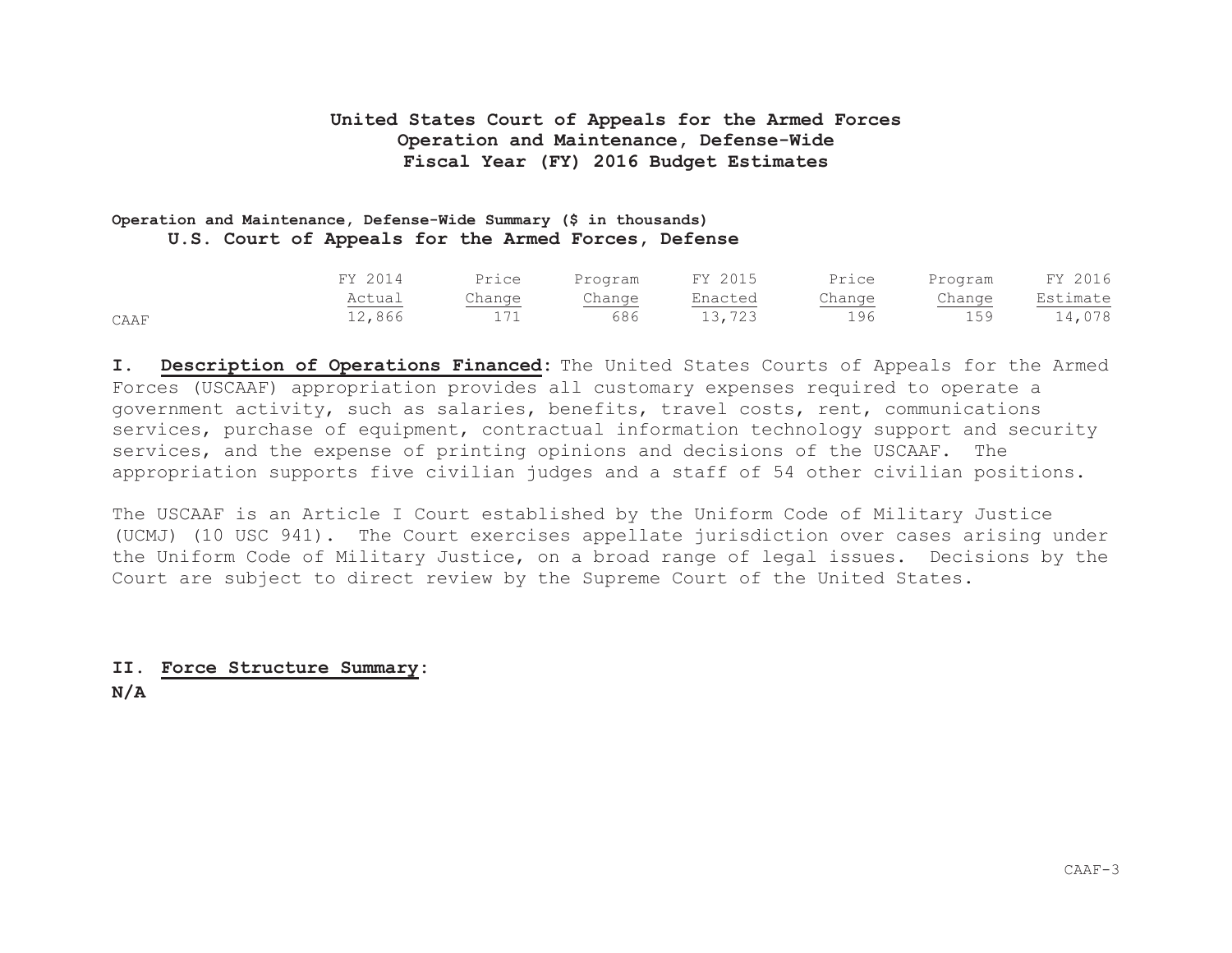# United States Court of Appeals for the Armed Forces
## Operation and Maintenance, Defense-Wide
## Fiscal Year (FY) 2016 Budget Estimates

**Operation and Maintenance, Defense-Wide Summary ($ in thousands)**
**U.S. Court of Appeals for the Armed Forces, Defense**

| | FY 2014 Actual | Price Change | Program Change | FY 2015 Enacted | Price Change | Program Change | FY 2016 Estimate |
|---|---|---|---|---|---|---|---|
| CAAF | 12,866 | 171 | 686 | 13,723 | 196 | 159 | 14,078 |

**I. Description of Operations Financed:** The United States Courts of Appeals for the Armed Forces (USCAAF) appropriation provides all customary expenses required to operate a government activity, such as salaries, benefits, travel costs, rent, communications services, purchase of equipment, contractual information technology support and security services, and the expense of printing opinions and decisions of the USCAAF. The appropriation supports five civilian judges and a staff of 54 other civilian positions.

The USCAAF is an Article I Court established by the Uniform Code of Military Justice (UCMJ) (10 USC 941). The Court exercises appellate jurisdiction over cases arising under the Uniform Code of Military Justice, on a broad range of legal issues. Decisions by the Court are subject to direct review by the Supreme Court of the United States.

**II. Force Structure Summary:**
**N/A**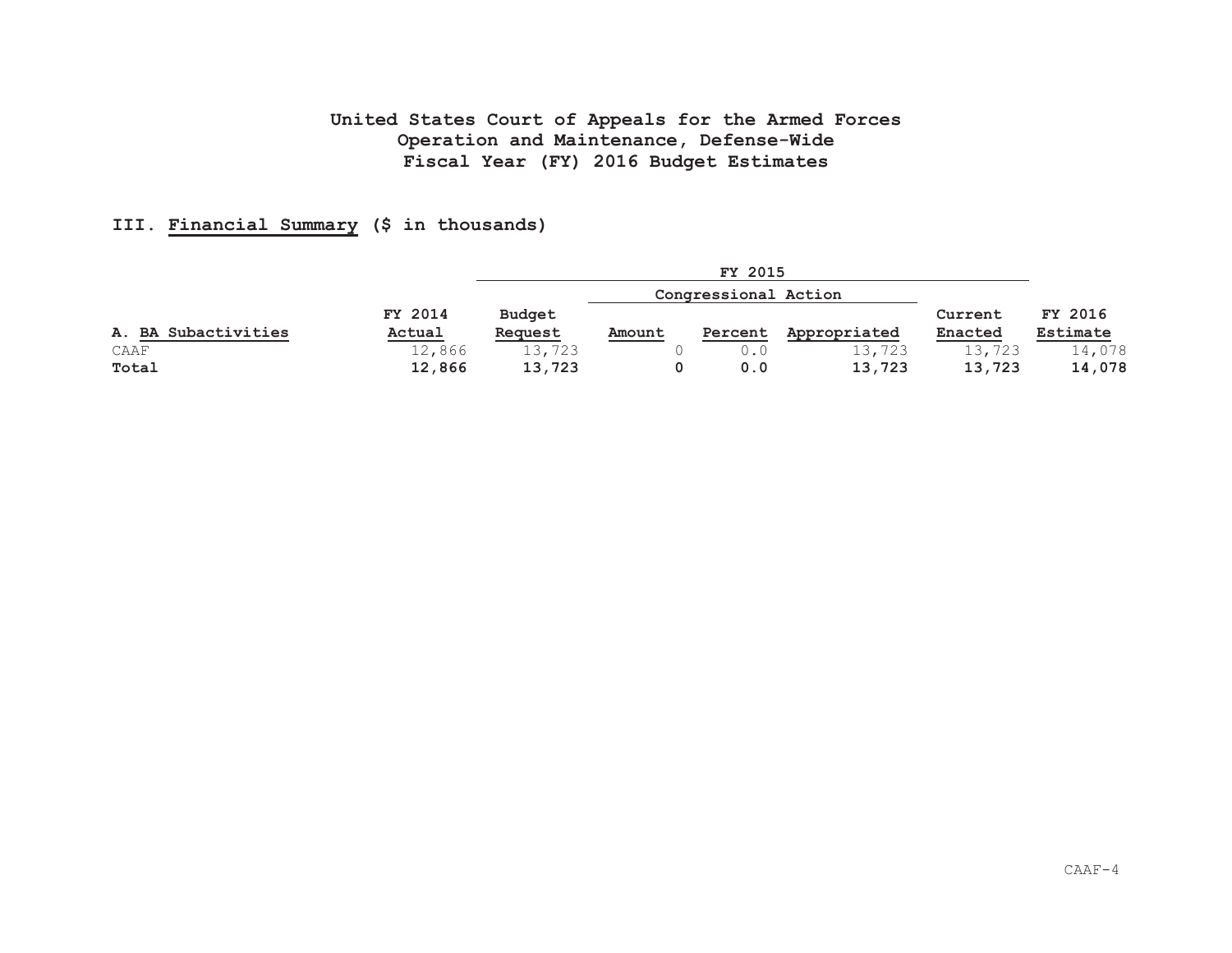# United States Court of Appeals for the Armed Forces
# Operation and Maintenance, Defense-Wide
# Fiscal Year (FY) 2016 Budget Estimates

## III. Financial Summary ($ in thousands)

| | | FY 2015 | | | | | |
|---|---|---|---|---|---|---|---|
| | | | Congressional Action | | | | |
| **A. BA Subactivities** | **FY 2014 Actual** | **Budget Request** | **Amount** | **Percent** | **Appropriated** | **Current Enacted** | **FY 2016 Estimate** |
| CAAF | 12,866 | 13,723 | 0 | 0.0 | 13,723 | 13,723 | 14,078 |
| **Total** | **12,866** | **13,723** | **0** | **0.0** | **13,723** | **13,723** | **14,078** |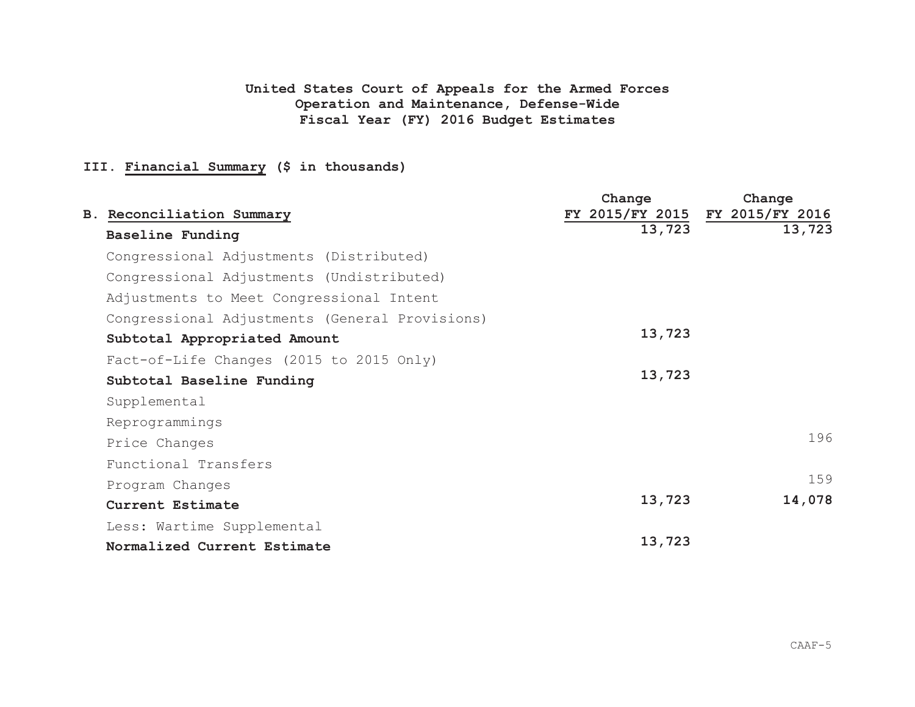**United States Court of Appeals for the Armed Forces**
**Operation and Maintenance, Defense-Wide**
**Fiscal Year (FY) 2016 Budget Estimates**

## III. Financial Summary ($ in thousands)

| B. Reconciliation Summary | Change FY 2015/FY 2015 | Change FY 2015/FY 2016 |
|---|---|---|
| **Baseline Funding** | 13,723 | 13,723 |
| Congressional Adjustments (Distributed) | | |
| Congressional Adjustments (Undistributed) | | |
| Adjustments to Meet Congressional Intent | | |
| Congressional Adjustments (General Provisions) | | |
| **Subtotal Appropriated Amount** | 13,723 | |
| Fact-of-Life Changes (2015 to 2015 Only) | | |
| **Subtotal Baseline Funding** | 13,723 | |
| Supplemental | | |
| Reprogrammings | | |
| Price Changes | | 196 |
| Functional Transfers | | |
| Program Changes | | 159 |
| **Current Estimate** | 13,723 | 14,078 |
| Less: Wartime Supplemental | | |
| **Normalized Current Estimate** | 13,723 | |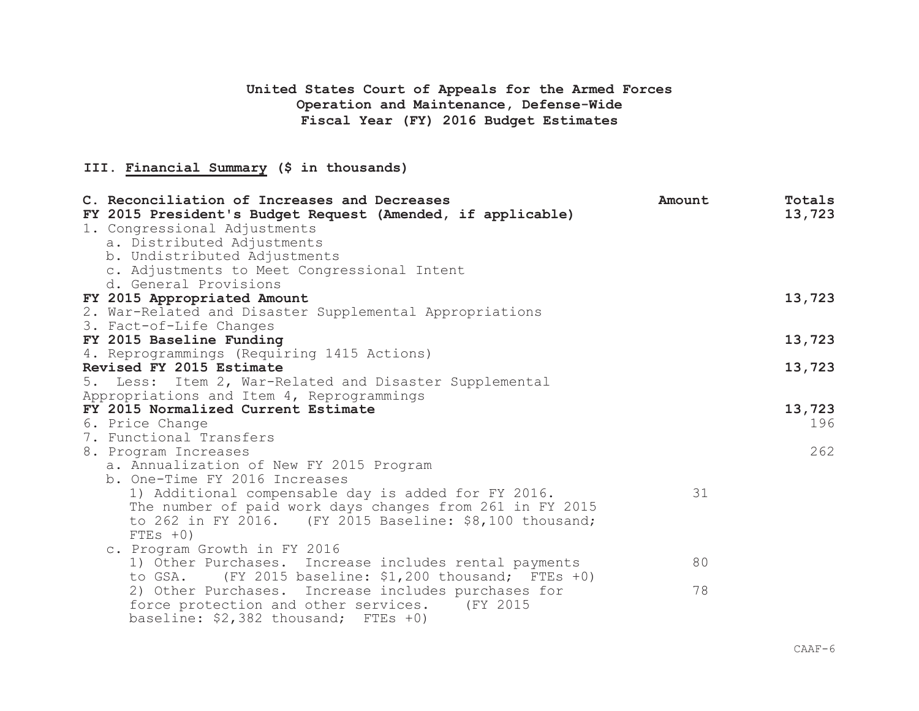**United States Court of Appeals for the Armed Forces**
**Operation and Maintenance, Defense-Wide**
**Fiscal Year (FY) 2016 Budget Estimates**

## III. Financial Summary ($ in thousands)

| C. Reconciliation of Increases and Decreases | Amount | Totals |
|---|---|---|
| **FY 2015 President's Budget Request (Amended, if applicable)** | | **13,723** |
| 1. Congressional Adjustments | | |
| a. Distributed Adjustments | | |
| b. Undistributed Adjustments | | |
| c. Adjustments to Meet Congressional Intent | | |
| d. General Provisions | | |
| **FY 2015 Appropriated Amount** | | **13,723** |
| 2. War-Related and Disaster Supplemental Appropriations | | |
| 3. Fact-of-Life Changes | | |
| **FY 2015 Baseline Funding** | | **13,723** |
| 4. Reprogrammings (Requiring 1415 Actions) | | |
| **Revised FY 2015 Estimate** | | **13,723** |
| 5. Less: Item 2, War-Related and Disaster Supplemental Appropriations and Item 4, Reprogrammings | | |
| **FY 2015 Normalized Current Estimate** | | **13,723** |
| 6. Price Change | | 196 |
| 7. Functional Transfers | | |
| 8. Program Increases | | 262 |
| a. Annualization of New FY 2015 Program | | |
| b. One-Time FY 2016 Increases | | |
| 1) Additional compensable day is added for FY 2016. The number of paid work days changes from 261 in FY 2015 to 262 in FY 2016. (FY 2015 Baseline: $8,100 thousand; FTEs +0) | 31 | |
| c. Program Growth in FY 2016 | | |
| 1) Other Purchases. Increase includes rental payments to GSA. (FY 2015 baseline: $1,200 thousand; FTEs +0) | 80 | |
| 2) Other Purchases. Increase includes purchases for force protection and other services. (FY 2015 baseline: $2,382 thousand; FTEs +0) | 78 | |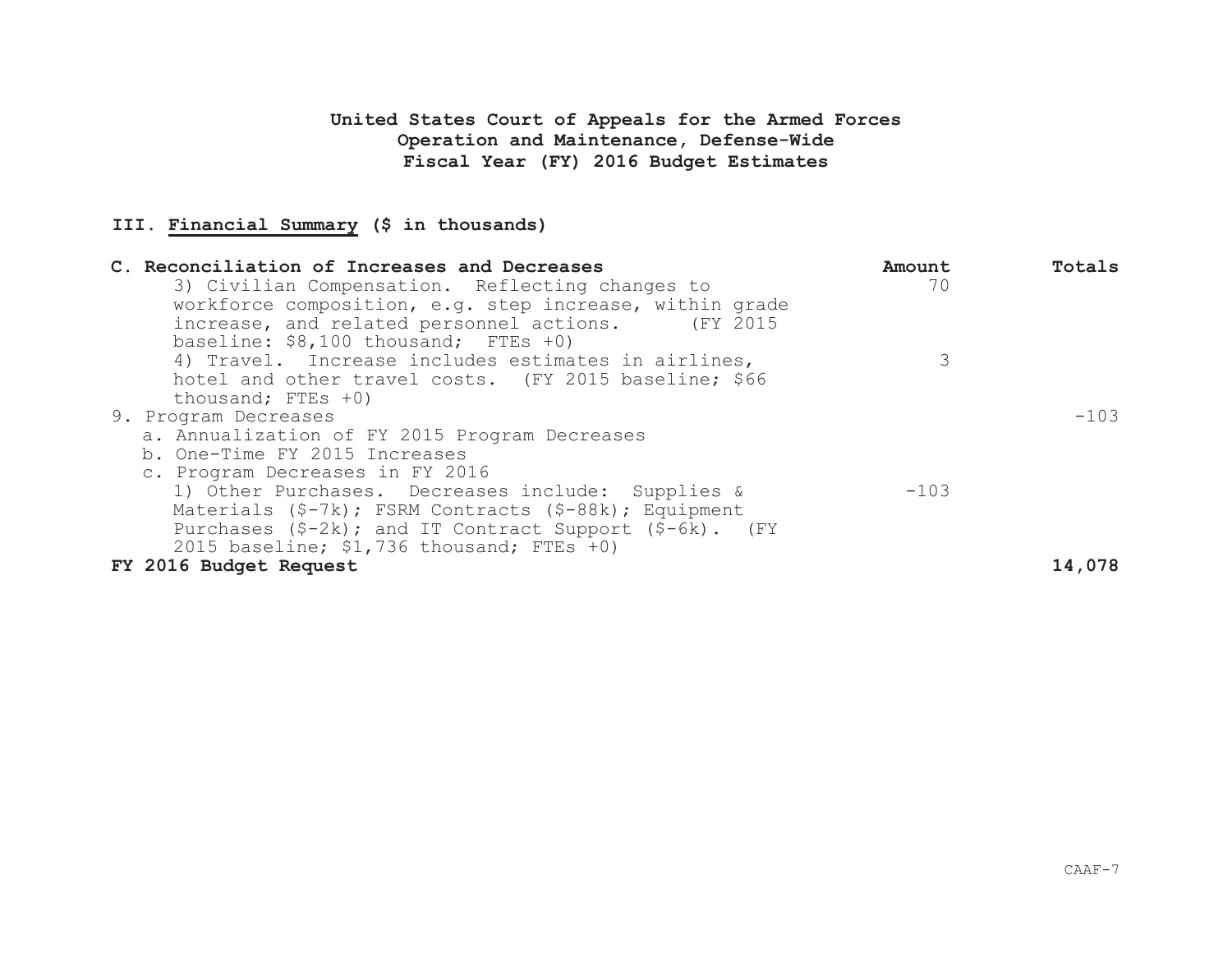**United States Court of Appeals for the Armed Forces**
**Operation and Maintenance, Defense-Wide**
**Fiscal Year (FY) 2016 Budget Estimates**

**III. Financial Summary ($ in thousands)**

| **C. Reconciliation of Increases and Decreases** | **Amount** | **Totals** |
|---|---|---|
| 3) Civilian Compensation. Reflecting changes to workforce composition, e.g. step increase, within grade increase, and related personnel actions. (FY 2015 baseline: $8,100 thousand; FTEs +0) | 70 | |
| 4) Travel. Increase includes estimates in airlines, hotel and other travel costs. (FY 2015 baseline; $66 thousand; FTEs +0) | 3 | |
| 9. Program Decreases | | -103 |
| a. Annualization of FY 2015 Program Decreases | | |
| b. One-Time FY 2015 Increases | | |
| c. Program Decreases in FY 2016 | | |
| 1) Other Purchases. Decreases include: Supplies & Materials ($-7k); FSRM Contracts ($-88k); Equipment Purchases ($-2k); and IT Contract Support ($-6k). (FY 2015 baseline; $1,736 thousand; FTEs +0) | -103 | |
| **FY 2016 Budget Request** | | **14,078** |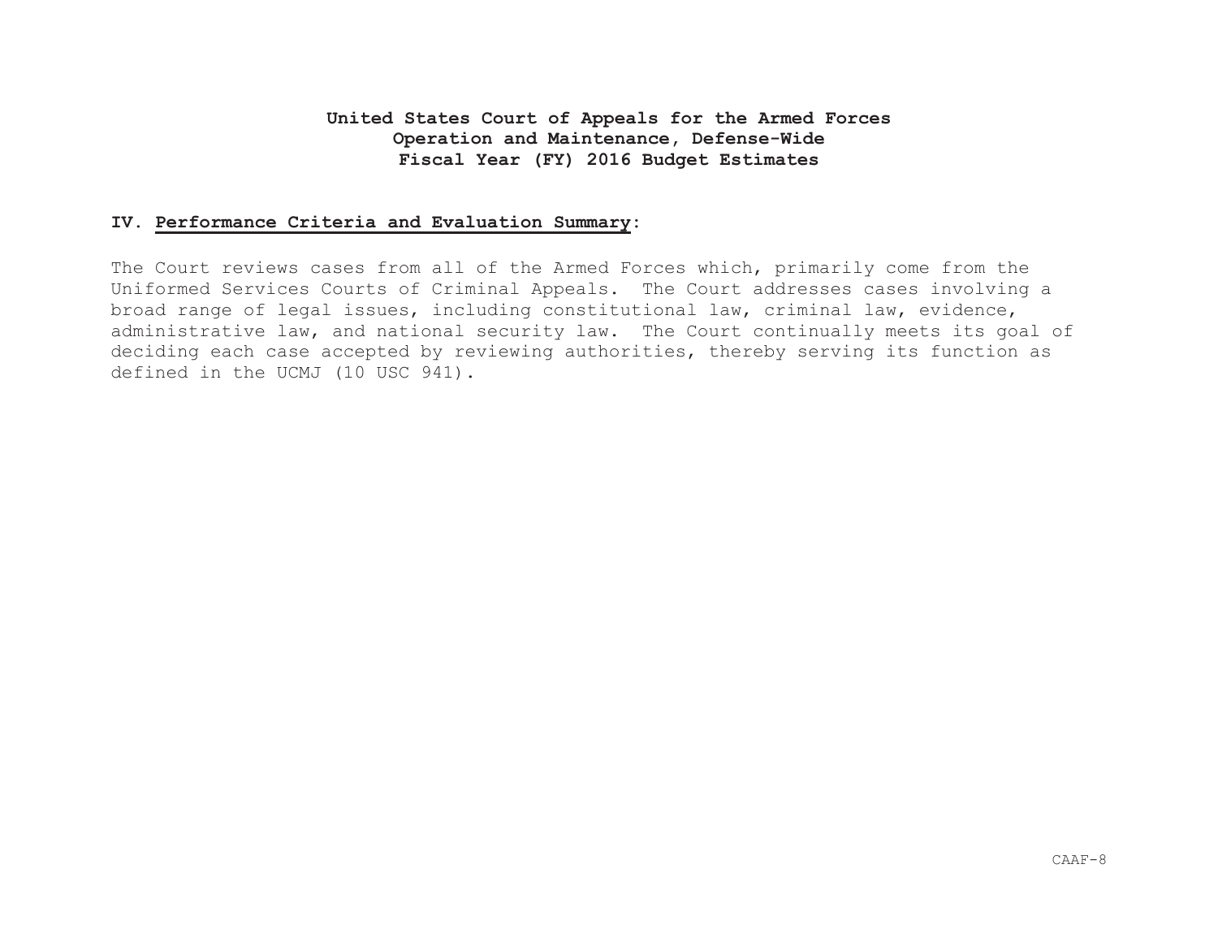**United States Court of Appeals for the Armed Forces**
**Operation and Maintenance, Defense-Wide**
**Fiscal Year (FY) 2016 Budget Estimates**

## IV. Performance Criteria and Evaluation Summary:

The Court reviews cases from all of the Armed Forces which, primarily come from the Uniformed Services Courts of Criminal Appeals. The Court addresses cases involving a broad range of legal issues, including constitutional law, criminal law, evidence, administrative law, and national security law. The Court continually meets its goal of deciding each case accepted by reviewing authorities, thereby serving its function as defined in the UCMJ (10 USC 941).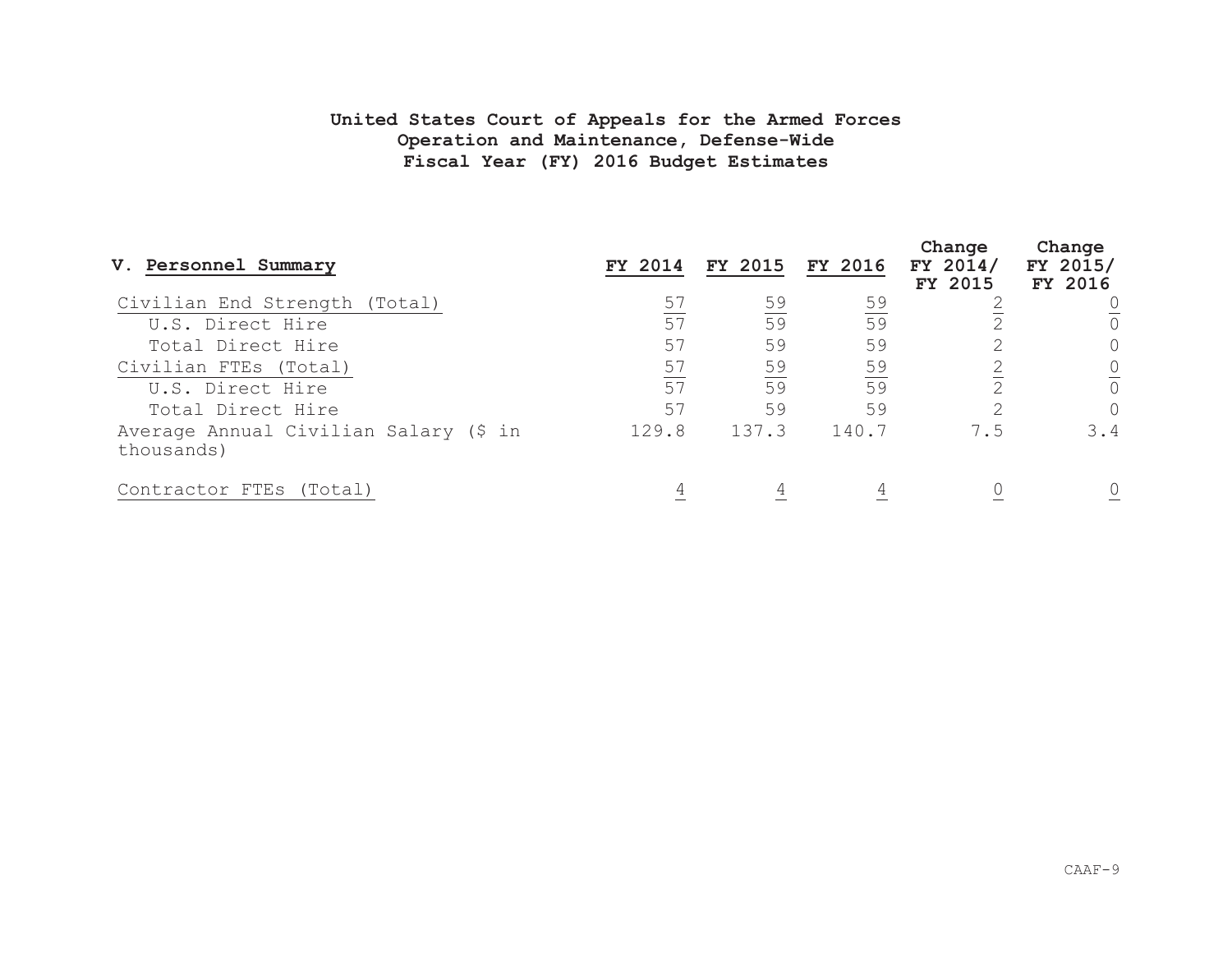**United States Court of Appeals for the Armed Forces**
**Operation and Maintenance, Defense-Wide**
**Fiscal Year (FY) 2016 Budget Estimates**

| V. Personnel Summary | FY 2014 | FY 2015 | FY 2016 | Change FY 2014/ FY 2015 | Change FY 2015/ FY 2016 |
|---|---|---|---|---|---|
| Civilian End Strength (Total) | 57 | 59 | 59 | 2 | 0 |
| U.S. Direct Hire | 57 | 59 | 59 | 2 | 0 |
| Total Direct Hire | 57 | 59 | 59 | 2 | 0 |
| Civilian FTEs (Total) | 57 | 59 | 59 | 2 | 0 |
| U.S. Direct Hire | 57 | 59 | 59 | 2 | 0 |
| Total Direct Hire | 57 | 59 | 59 | 2 | 0 |
| Average Annual Civilian Salary ($ in thousands) | 129.8 | 137.3 | 140.7 | 7.5 | 3.4 |
| Contractor FTEs (Total) | 4 | 4 | 4 | 0 | 0 |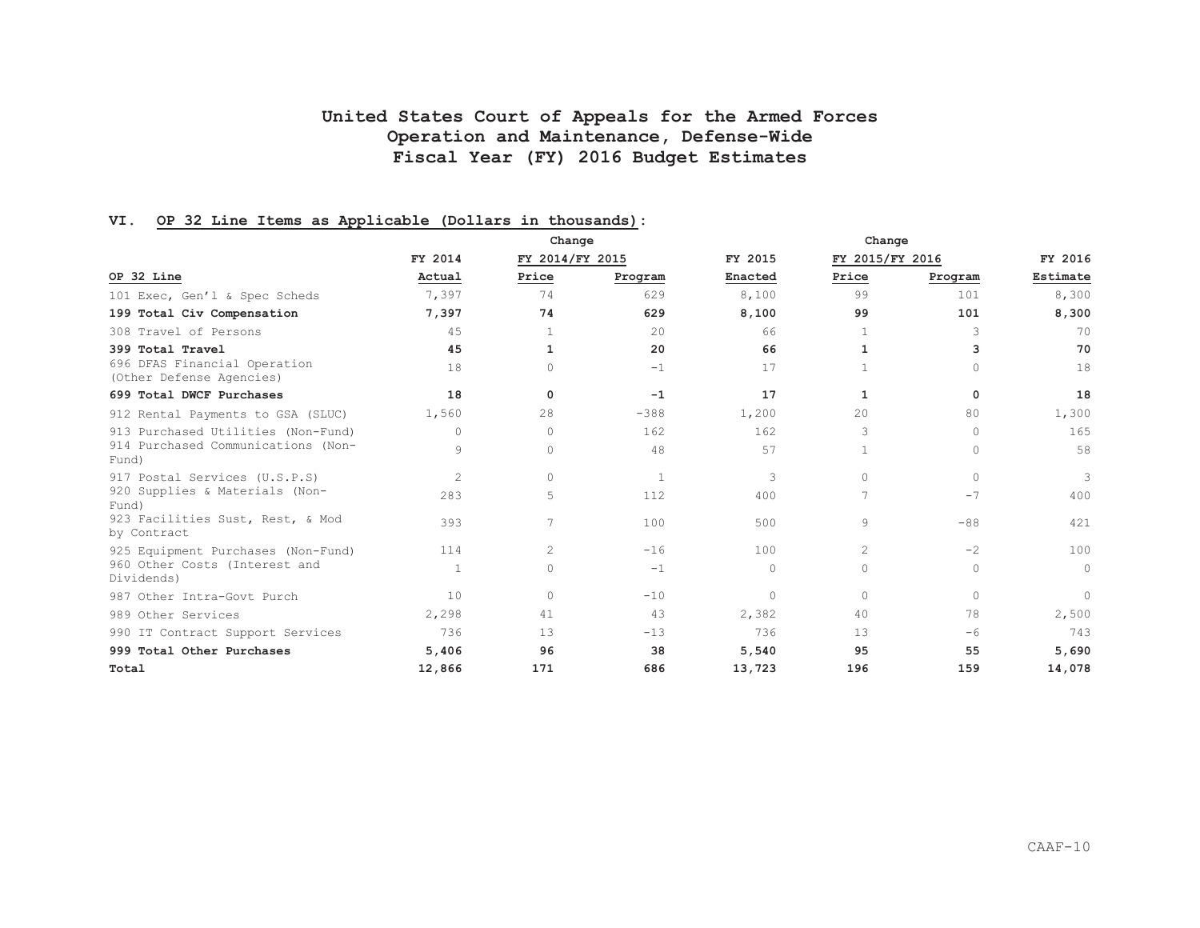# United States Court of Appeals for the Armed Forces
## Operation and Maintenance, Defense-Wide
## Fiscal Year (FY) 2016 Budget Estimates

### VI. OP 32 Line Items as Applicable (Dollars in thousands):

| | | Change | | | Change | | |
|---|---|---|---|---|---|---|---|
| | FY 2014 | FY 2014/FY 2015 | | FY 2015 | FY 2015/FY 2016 | | FY 2016 |
| **OP 32 Line** | **Actual** | **Price** | **Program** | **Enacted** | **Price** | **Program** | **Estimate** |
| 101 Exec, Gen'l & Spec Scheds | 7,397 | 74 | 629 | 8,100 | 99 | 101 | 8,300 |
| **199 Total Civ Compensation** | **7,397** | **74** | **629** | **8,100** | **99** | **101** | **8,300** |
| 308 Travel of Persons | 45 | 1 | 20 | 66 | 1 | 3 | 70 |
| **399 Total Travel** | **45** | **1** | **20** | **66** | **1** | **3** | **70** |
| 696 DFAS Financial Operation (Other Defense Agencies) | 18 | 0 | -1 | 17 | 1 | 0 | 18 |
| **699 Total DWCF Purchases** | **18** | **0** | **-1** | **17** | **1** | **0** | **18** |
| 912 Rental Payments to GSA (SLUC) | 1,560 | 28 | -388 | 1,200 | 20 | 80 | 1,300 |
| 913 Purchased Utilities (Non-Fund) | 0 | 0 | 162 | 162 | 3 | 0 | 165 |
| 914 Purchased Communications (Non-Fund) | 9 | 0 | 48 | 57 | 1 | 0 | 58 |
| 917 Postal Services (U.S.P.S) | 2 | 0 | 1 | 3 | 0 | 0 | 3 |
| 920 Supplies & Materials (Non-Fund) | 283 | 5 | 112 | 400 | 7 | -7 | 400 |
| 923 Facilities Sust, Rest, & Mod by Contract | 393 | 7 | 100 | 500 | 9 | -88 | 421 |
| 925 Equipment Purchases (Non-Fund) | 114 | 2 | -16 | 100 | 2 | -2 | 100 |
| 960 Other Costs (Interest and Dividends) | 1 | 0 | -1 | 0 | 0 | 0 | 0 |
| 987 Other Intra-Govt Purch | 10 | 0 | -10 | 0 | 0 | 0 | 0 |
| 989 Other Services | 2,298 | 41 | 43 | 2,382 | 40 | 78 | 2,500 |
| 990 IT Contract Support Services | 736 | 13 | -13 | 736 | 13 | -6 | 743 |
| **999 Total Other Purchases** | **5,406** | **96** | **38** | **5,540** | **95** | **55** | **5,690** |
| **Total** | **12,866** | **171** | **686** | **13,723** | **196** | **159** | **14,078** |